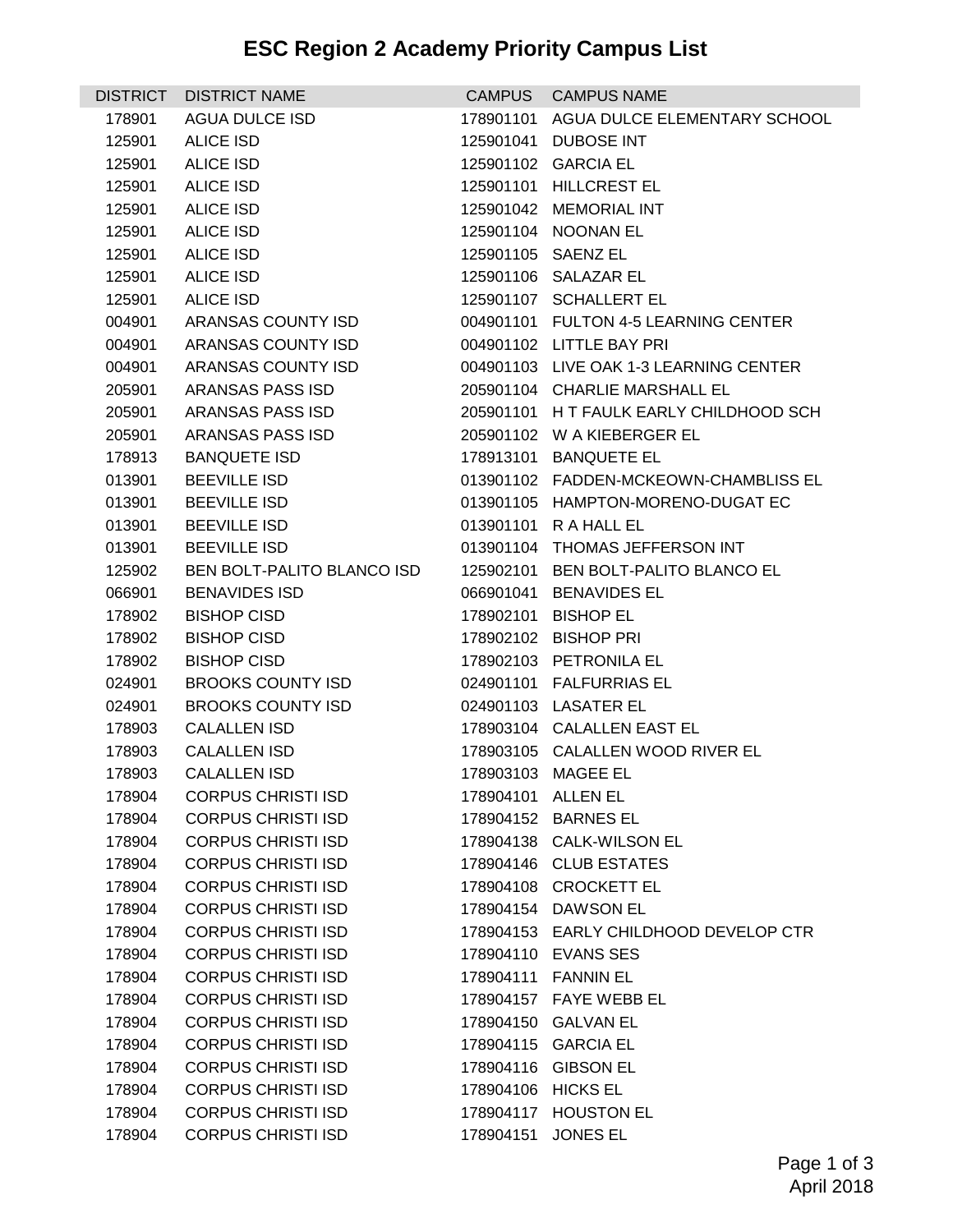# ESC Region 2 Academy Priority Campus List

| DISTRICT | DISTRICT NAME | CAMPUS | CAMPUS NAME |
|---|---|---|---|
| 178901 | AGUA DULCE ISD | 178901101 | AGUA DULCE ELEMENTARY SCHOOL |
| 125901 | ALICE ISD | 125901041 | DUBOSE INT |
| 125901 | ALICE ISD | 125901102 | GARCIA EL |
| 125901 | ALICE ISD | 125901101 | HILLCREST EL |
| 125901 | ALICE ISD | 125901042 | MEMORIAL INT |
| 125901 | ALICE ISD | 125901104 | NOONAN EL |
| 125901 | ALICE ISD | 125901105 | SAENZ EL |
| 125901 | ALICE ISD | 125901106 | SALAZAR EL |
| 125901 | ALICE ISD | 125901107 | SCHALLERT EL |
| 004901 | ARANSAS COUNTY ISD | 004901101 | FULTON 4-5 LEARNING CENTER |
| 004901 | ARANSAS COUNTY ISD | 004901102 | LITTLE BAY PRI |
| 004901 | ARANSAS COUNTY ISD | 004901103 | LIVE OAK 1-3 LEARNING CENTER |
| 205901 | ARANSAS PASS ISD | 205901104 | CHARLIE MARSHALL EL |
| 205901 | ARANSAS PASS ISD | 205901101 | H T FAULK EARLY CHILDHOOD SCH |
| 205901 | ARANSAS PASS ISD | 205901102 | W A KIEBERGER EL |
| 178913 | BANQUETE ISD | 178913101 | BANQUETE EL |
| 013901 | BEEVILLE ISD | 013901102 | FADDEN-MCKEOWN-CHAMBLISS EL |
| 013901 | BEEVILLE ISD | 013901105 | HAMPTON-MORENO-DUGAT EC |
| 013901 | BEEVILLE ISD | 013901101 | R A HALL EL |
| 013901 | BEEVILLE ISD | 013901104 | THOMAS JEFFERSON INT |
| 125902 | BEN BOLT-PALITO BLANCO ISD | 125902101 | BEN BOLT-PALITO BLANCO EL |
| 066901 | BENAVIDES ISD | 066901041 | BENAVIDES EL |
| 178902 | BISHOP CISD | 178902101 | BISHOP EL |
| 178902 | BISHOP CISD | 178902102 | BISHOP PRI |
| 178902 | BISHOP CISD | 178902103 | PETRONILA EL |
| 024901 | BROOKS COUNTY ISD | 024901101 | FALFURRIAS EL |
| 024901 | BROOKS COUNTY ISD | 024901103 | LASATER EL |
| 178903 | CALALLEN ISD | 178903104 | CALALLEN EAST EL |
| 178903 | CALALLEN ISD | 178903105 | CALALLEN WOOD RIVER EL |
| 178903 | CALALLEN ISD | 178903103 | MAGEE EL |
| 178904 | CORPUS CHRISTI ISD | 178904101 | ALLEN EL |
| 178904 | CORPUS CHRISTI ISD | 178904152 | BARNES EL |
| 178904 | CORPUS CHRISTI ISD | 178904138 | CALK-WILSON EL |
| 178904 | CORPUS CHRISTI ISD | 178904146 | CLUB ESTATES |
| 178904 | CORPUS CHRISTI ISD | 178904108 | CROCKETT EL |
| 178904 | CORPUS CHRISTI ISD | 178904154 | DAWSON EL |
| 178904 | CORPUS CHRISTI ISD | 178904153 | EARLY CHILDHOOD DEVELOP CTR |
| 178904 | CORPUS CHRISTI ISD | 178904110 | EVANS SES |
| 178904 | CORPUS CHRISTI ISD | 178904111 | FANNIN EL |
| 178904 | CORPUS CHRISTI ISD | 178904157 | FAYE WEBB EL |
| 178904 | CORPUS CHRISTI ISD | 178904150 | GALVAN EL |
| 178904 | CORPUS CHRISTI ISD | 178904115 | GARCIA EL |
| 178904 | CORPUS CHRISTI ISD | 178904116 | GIBSON EL |
| 178904 | CORPUS CHRISTI ISD | 178904106 | HICKS EL |
| 178904 | CORPUS CHRISTI ISD | 178904117 | HOUSTON EL |
| 178904 | CORPUS CHRISTI ISD | 178904151 | JONES EL |

April 2018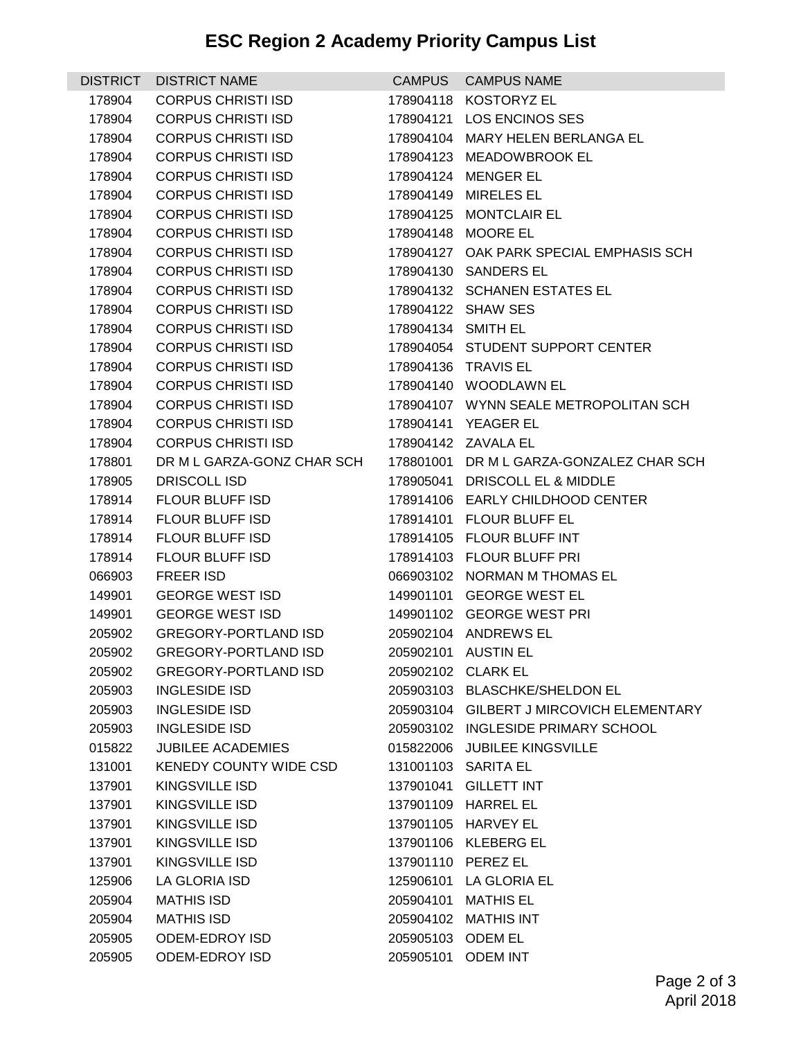# ESC Region 2 Academy Priority Campus List

| DISTRICT | DISTRICT NAME | CAMPUS | CAMPUS NAME |
|---|---|---|---|
| 178904 | CORPUS CHRISTI ISD | 178904118 | KOSTORYZ EL |
| 178904 | CORPUS CHRISTI ISD | 178904121 | LOS ENCINOS SES |
| 178904 | CORPUS CHRISTI ISD | 178904104 | MARY HELEN BERLANGA EL |
| 178904 | CORPUS CHRISTI ISD | 178904123 | MEADOWBROOK EL |
| 178904 | CORPUS CHRISTI ISD | 178904124 | MENGER EL |
| 178904 | CORPUS CHRISTI ISD | 178904149 | MIRELES EL |
| 178904 | CORPUS CHRISTI ISD | 178904125 | MONTCLAIR EL |
| 178904 | CORPUS CHRISTI ISD | 178904148 | MOORE EL |
| 178904 | CORPUS CHRISTI ISD | 178904127 | OAK PARK SPECIAL EMPHASIS SCH |
| 178904 | CORPUS CHRISTI ISD | 178904130 | SANDERS EL |
| 178904 | CORPUS CHRISTI ISD | 178904132 | SCHANEN ESTATES EL |
| 178904 | CORPUS CHRISTI ISD | 178904122 | SHAW SES |
| 178904 | CORPUS CHRISTI ISD | 178904134 | SMITH EL |
| 178904 | CORPUS CHRISTI ISD | 178904054 | STUDENT SUPPORT CENTER |
| 178904 | CORPUS CHRISTI ISD | 178904136 | TRAVIS EL |
| 178904 | CORPUS CHRISTI ISD | 178904140 | WOODLAWN EL |
| 178904 | CORPUS CHRISTI ISD | 178904107 | WYNN SEALE METROPOLITAN SCH |
| 178904 | CORPUS CHRISTI ISD | 178904141 | YEAGER EL |
| 178904 | CORPUS CHRISTI ISD | 178904142 | ZAVALA EL |
| 178801 | DR M L GARZA-GONZ CHAR SCH | 178801001 | DR M L GARZA-GONZALEZ CHAR SCH |
| 178905 | DRISCOLL ISD | 178905041 | DRISCOLL EL & MIDDLE |
| 178914 | FLOUR BLUFF ISD | 178914106 | EARLY CHILDHOOD CENTER |
| 178914 | FLOUR BLUFF ISD | 178914101 | FLOUR BLUFF EL |
| 178914 | FLOUR BLUFF ISD | 178914105 | FLOUR BLUFF INT |
| 178914 | FLOUR BLUFF ISD | 178914103 | FLOUR BLUFF PRI |
| 066903 | FREER ISD | 066903102 | NORMAN M THOMAS EL |
| 149901 | GEORGE WEST ISD | 149901101 | GEORGE WEST EL |
| 149901 | GEORGE WEST ISD | 149901102 | GEORGE WEST PRI |
| 205902 | GREGORY-PORTLAND ISD | 205902104 | ANDREWS EL |
| 205902 | GREGORY-PORTLAND ISD | 205902101 | AUSTIN EL |
| 205902 | GREGORY-PORTLAND ISD | 205902102 | CLARK EL |
| 205903 | INGLESIDE ISD | 205903103 | BLASCHKE/SHELDON EL |
| 205903 | INGLESIDE ISD | 205903104 | GILBERT J MIRCOVICH ELEMENTARY |
| 205903 | INGLESIDE ISD | 205903102 | INGLESIDE PRIMARY SCHOOL |
| 015822 | JUBILEE ACADEMIES | 015822006 | JUBILEE KINGSVILLE |
| 131001 | KENEDY COUNTY WIDE CSD | 131001103 | SARITA EL |
| 137901 | KINGSVILLE ISD | 137901041 | GILLETT INT |
| 137901 | KINGSVILLE ISD | 137901109 | HARREL EL |
| 137901 | KINGSVILLE ISD | 137901105 | HARVEY EL |
| 137901 | KINGSVILLE ISD | 137901106 | KLEBERG EL |
| 137901 | KINGSVILLE ISD | 137901110 | PEREZ EL |
| 125906 | LA GLORIA ISD | 125906101 | LA GLORIA EL |
| 205904 | MATHIS ISD | 205904101 | MATHIS EL |
| 205904 | MATHIS ISD | 205904102 | MATHIS INT |
| 205905 | ODEM-EDROY ISD | 205905103 | ODEM EL |
| 205905 | ODEM-EDROY ISD | 205905101 | ODEM INT |

April 2018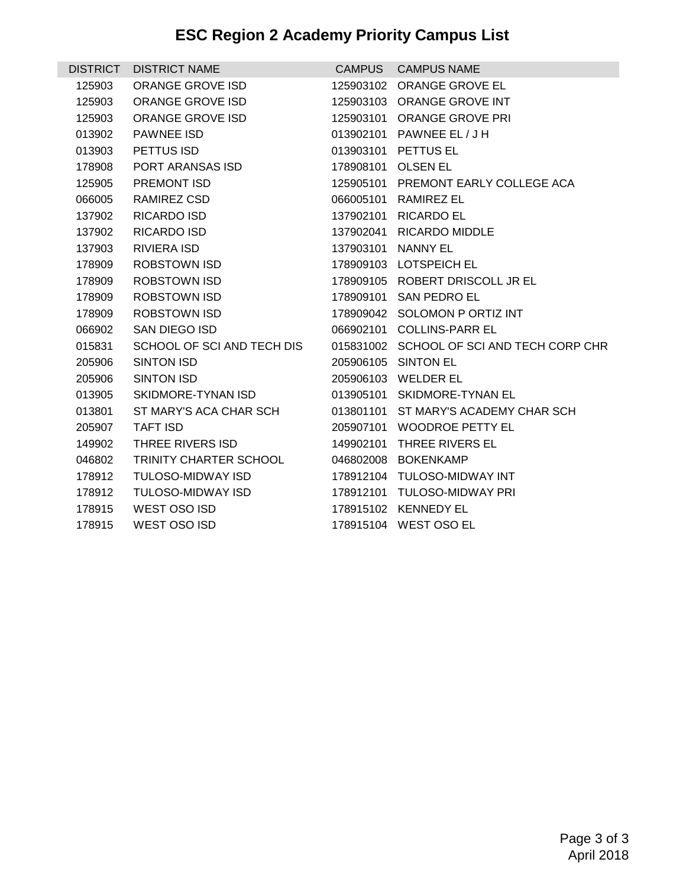# ESC Region 2 Academy Priority Campus List

| DISTRICT | DISTRICT NAME | CAMPUS | CAMPUS NAME |
|---|---|---|---|
| 125903 | ORANGE GROVE ISD | 125903102 | ORANGE GROVE EL |
| 125903 | ORANGE GROVE ISD | 125903103 | ORANGE GROVE INT |
| 125903 | ORANGE GROVE ISD | 125903101 | ORANGE GROVE PRI |
| 013902 | PAWNEE ISD | 013902101 | PAWNEE EL / J H |
| 013903 | PETTUS ISD | 013903101 | PETTUS EL |
| 178908 | PORT ARANSAS ISD | 178908101 | OLSEN EL |
| 125905 | PREMONT ISD | 125905101 | PREMONT EARLY COLLEGE ACA |
| 066005 | RAMIREZ CSD | 066005101 | RAMIREZ EL |
| 137902 | RICARDO ISD | 137902101 | RICARDO EL |
| 137902 | RICARDO ISD | 137902041 | RICARDO MIDDLE |
| 137903 | RIVIERA ISD | 137903101 | NANNY EL |
| 178909 | ROBSTOWN ISD | 178909103 | LOTSPEICH EL |
| 178909 | ROBSTOWN ISD | 178909105 | ROBERT DRISCOLL JR EL |
| 178909 | ROBSTOWN ISD | 178909101 | SAN PEDRO EL |
| 178909 | ROBSTOWN ISD | 178909042 | SOLOMON P ORTIZ INT |
| 066902 | SAN DIEGO ISD | 066902101 | COLLINS-PARR EL |
| 015831 | SCHOOL OF SCI AND TECH DIS | 015831002 | SCHOOL OF SCI AND TECH CORP CHR |
| 205906 | SINTON ISD | 205906105 | SINTON EL |
| 205906 | SINTON ISD | 205906103 | WELDER EL |
| 013905 | SKIDMORE-TYNAN ISD | 013905101 | SKIDMORE-TYNAN EL |
| 013801 | ST MARY'S ACA CHAR SCH | 013801101 | ST MARY'S ACADEMY CHAR SCH |
| 205907 | TAFT ISD | 205907101 | WOODROE PETTY EL |
| 149902 | THREE RIVERS ISD | 149902101 | THREE RIVERS EL |
| 046802 | TRINITY CHARTER SCHOOL | 046802008 | BOKENKAMP |
| 178912 | TULOSO-MIDWAY ISD | 178912104 | TULOSO-MIDWAY INT |
| 178912 | TULOSO-MIDWAY ISD | 178912101 | TULOSO-MIDWAY PRI |
| 178915 | WEST OSO ISD | 178915102 | KENNEDY EL |
| 178915 | WEST OSO ISD | 178915104 | WEST OSO EL |

April 2018